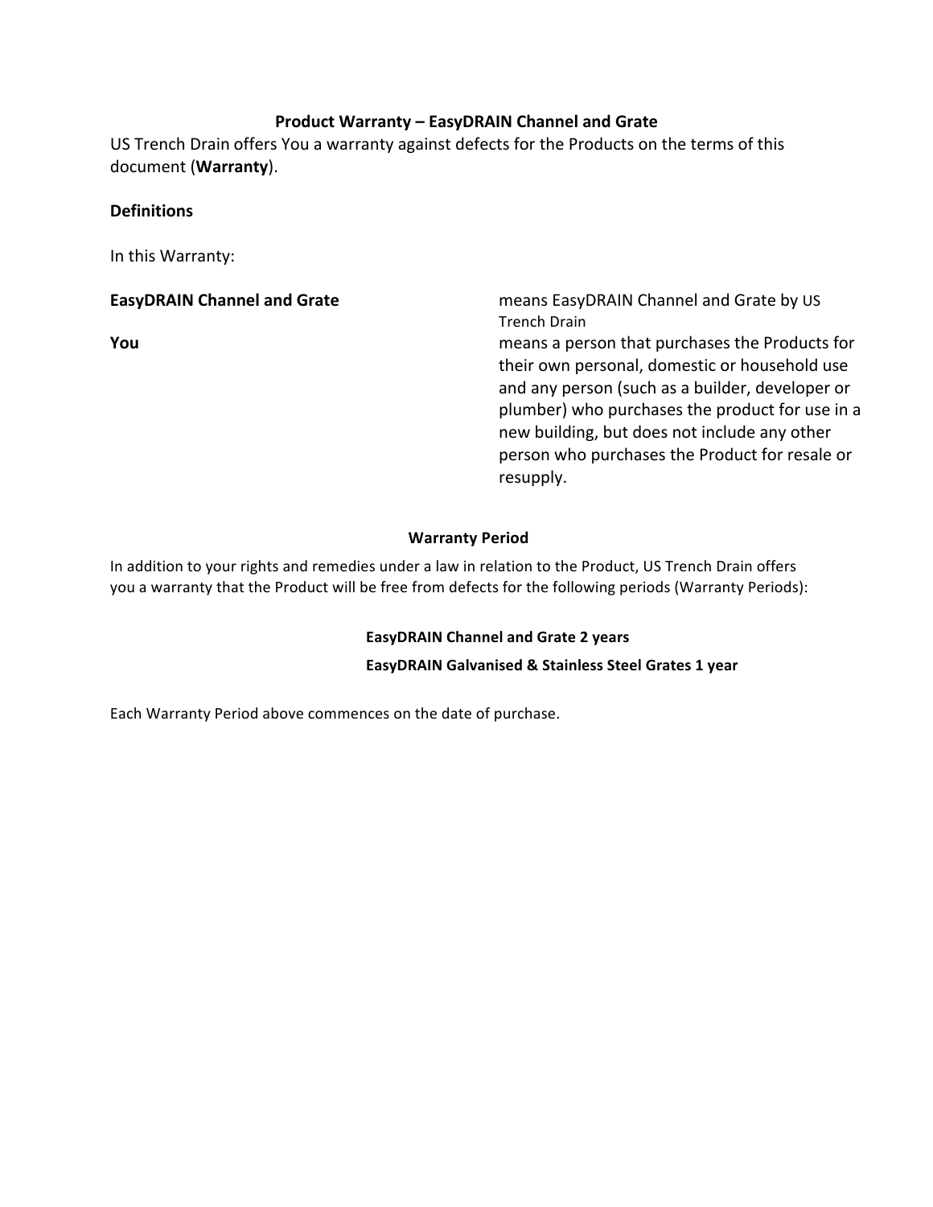## Product Warranty – EasyDRAIN Channel and Grate

US Trench Drain offers You a warranty against defects for the Products on the terms of this document (**Warranty**).

**Definitions**

In this Warranty:

| | |
|---|---|
| **EasyDRAIN Channel and Grate** | means EasyDRAIN Channel and Grate by US Trench Drain |
| **You** | means a person that purchases the Products for their own personal, domestic or household use and any person (such as a builder, developer or plumber) who purchases the product for use in a new building, but does not include any other person who purchases the Product for resale or resupply. |

### Warranty Period

In addition to your rights and remedies under a law in relation to the Product, US Trench Drain offers you a warranty that the Product will be free from defects for the following periods (Warranty Periods):

**EasyDRAIN Channel and Grate 2 years**

**EasyDRAIN Galvanised & Stainless Steel Grates 1 year**

Each Warranty Period above commences on the date of purchase.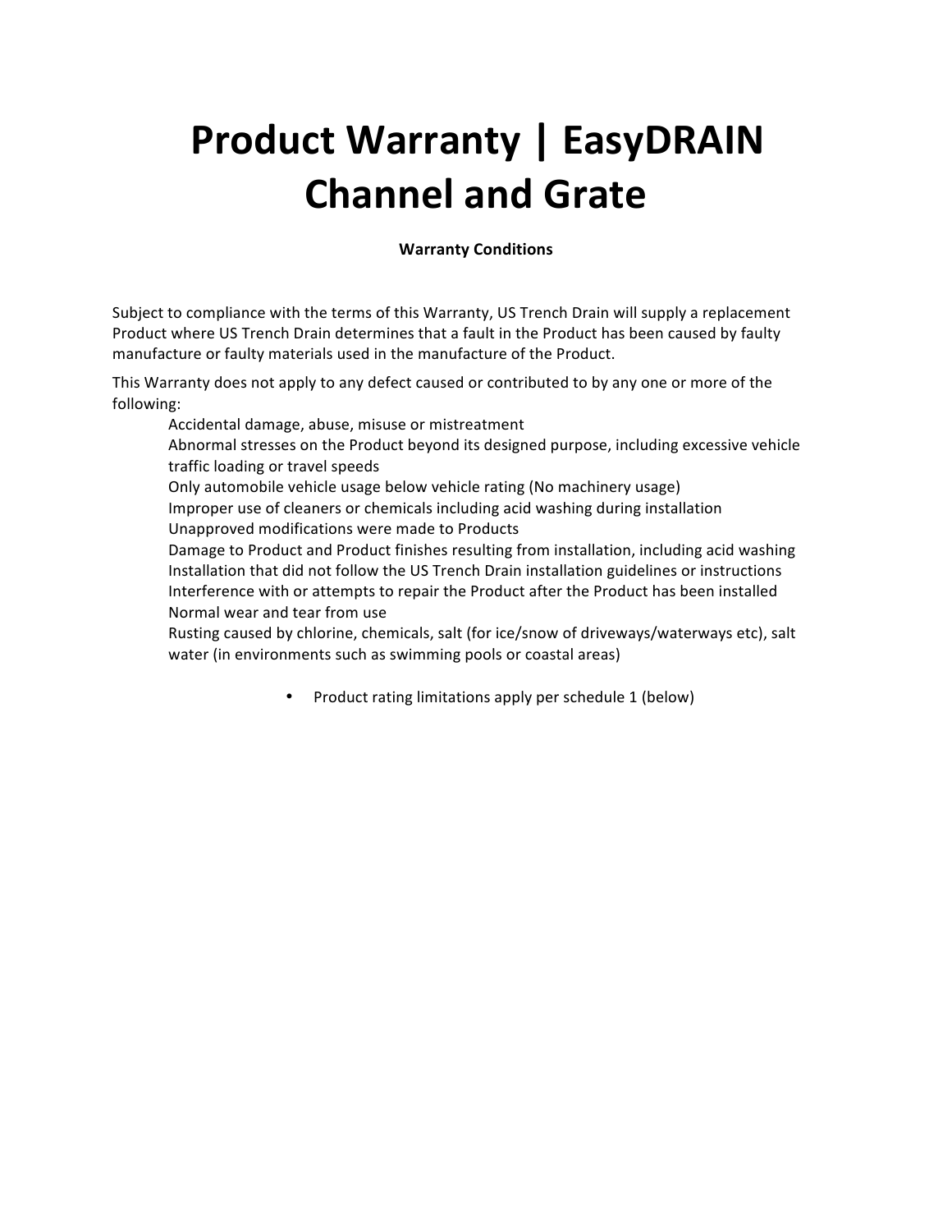# Product Warranty | EasyDRAIN Channel and Grate

**Warranty Conditions**

Subject to compliance with the terms of this Warranty, US Trench Drain will supply a replacement Product where US Trench Drain determines that a fault in the Product has been caused by faulty manufacture or faulty materials used in the manufacture of the Product.

This Warranty does not apply to any defect caused or contributed to by any one or more of the following:

- Accidental damage, abuse, misuse or mistreatment
- Abnormal stresses on the Product beyond its designed purpose, including excessive vehicle traffic loading or travel speeds
- Only automobile vehicle usage below vehicle rating (No machinery usage)
- Improper use of cleaners or chemicals including acid washing during installation
- Unapproved modifications were made to Products
- Damage to Product and Product finishes resulting from installation, including acid washing
- Installation that did not follow the US Trench Drain installation guidelines or instructions
- Interference with or attempts to repair the Product after the Product has been installed
- Normal wear and tear from use
- Rusting caused by chlorine, chemicals, salt (for ice/snow of driveways/waterways etc), salt water (in environments such as swimming pools or coastal areas)

- Product rating limitations apply per schedule 1 (below)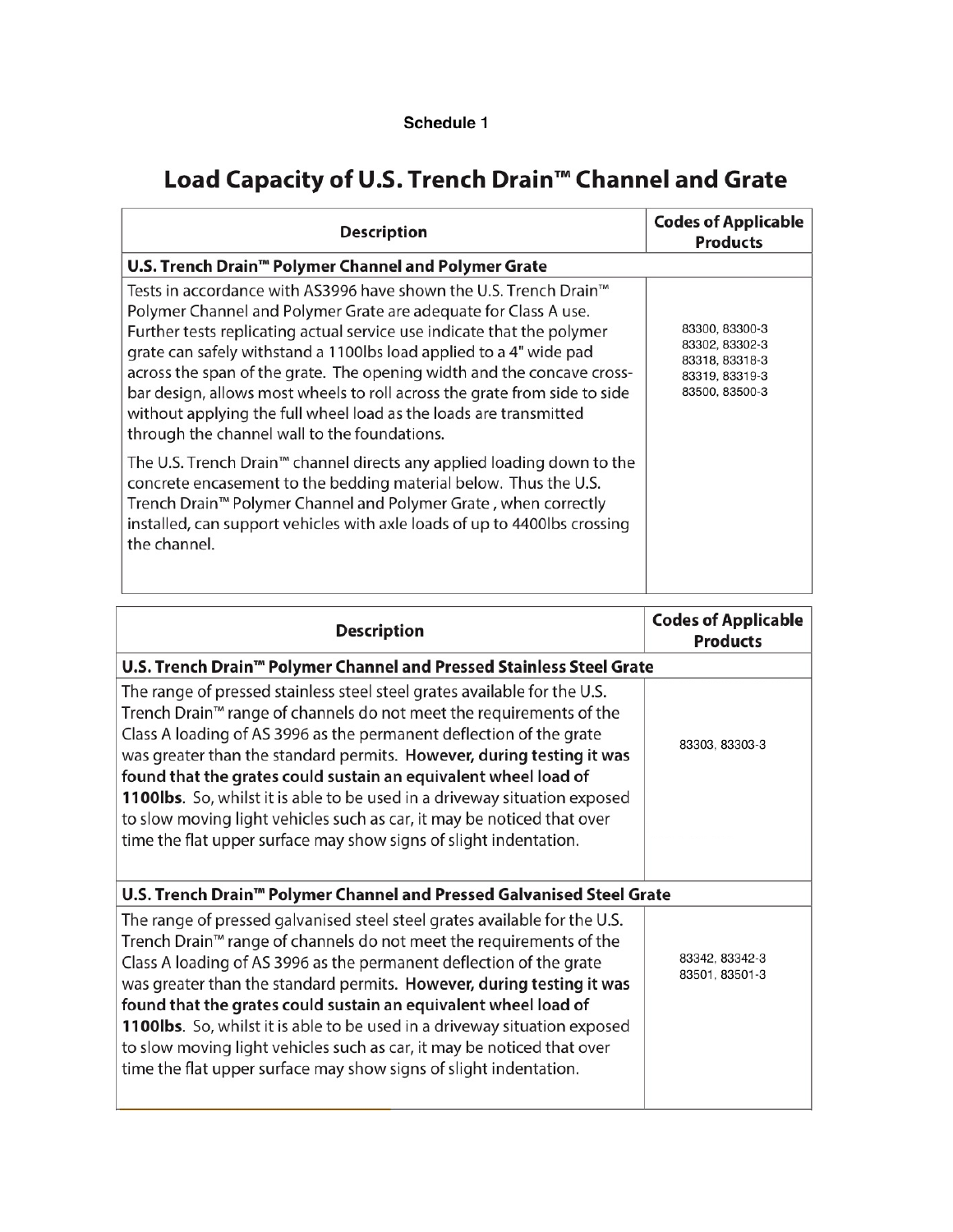**Schedule 1**

# Load Capacity of U.S. Trench Drain™ Channel and Grate

| Description | Codes of Applicable Products |
|---|---|
| **U.S. Trench Drain™ Polymer Channel and Polymer Grate** | |
| Tests in accordance with AS3996 have shown the U.S. Trench Drain™ Polymer Channel and Polymer Grate are adequate for Class A use. Further tests replicating actual service use indicate that the polymer grate can safely withstand a 1100lbs load applied to a 4" wide pad across the span of the grate. The opening width and the concave cross-bar design, allows most wheels to roll across the grate from side to side without applying the full wheel load as the loads are transmitted through the channel wall to the foundations.<br><br>The U.S. Trench Drain™ channel directs any applied loading down to the concrete encasement to the bedding material below. Thus the U.S. Trench Drain™ Polymer Channel and Polymer Grate , when correctly installed, can support vehicles with axle loads of up to 4400lbs crossing the channel. | 83300, 83300-3<br>83302, 83302-3<br>83318, 83318-3<br>83319, 83319-3<br>83500, 83500-3 |

| Description | Codes of Applicable Products |
|---|---|
| **U.S. Trench Drain™ Polymer Channel and Pressed Stainless Steel Grate** | |
| The range of pressed stainless steel steel grates available for the U.S. Trench Drain™ range of channels do not meet the requirements of the Class A loading of AS 3996 as the permanent deflection of the grate was greater than the standard permits. **However, during testing it was found that the grates could sustain an equivalent wheel load of 1100lbs.** So, whilst it is able to be used in a driveway situation exposed to slow moving light vehicles such as car, it may be noticed that over time the flat upper surface may show signs of slight indentation. | 83303, 83303-3 |
| **U.S. Trench Drain™ Polymer Channel and Pressed Galvanised Steel Grate** | |
| The range of pressed galvanised steel steel grates available for the U.S. Trench Drain™ range of channels do not meet the requirements of the Class A loading of AS 3996 as the permanent deflection of the grate was greater than the standard permits. **However, during testing it was found that the grates could sustain an equivalent wheel load of 1100lbs.** So, whilst it is able to be used in a driveway situation exposed to slow moving light vehicles such as car, it may be noticed that over time the flat upper surface may show signs of slight indentation. | 83342, 83342-3<br>83501, 83501-3 |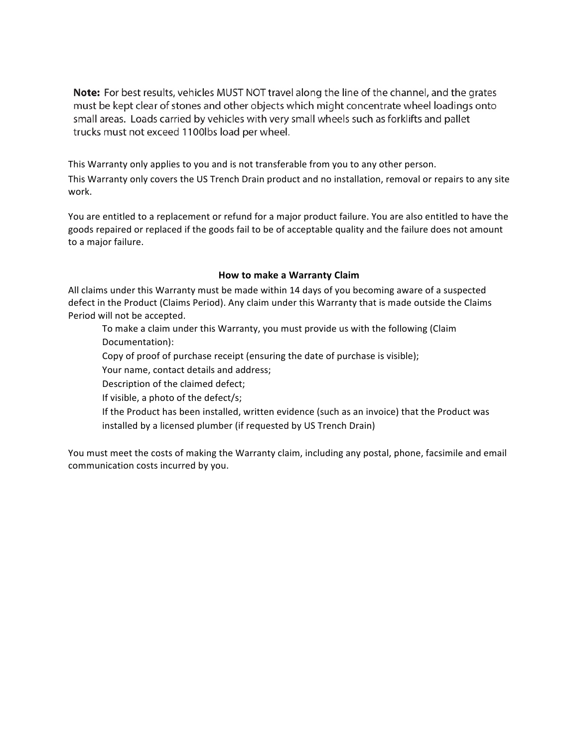**Note:** For best results, vehicles MUST NOT travel along the line of the channel, and the grates must be kept clear of stones and other objects which might concentrate wheel loadings onto small areas. Loads carried by vehicles with very small wheels such as forklifts and pallet trucks must not exceed 1100lbs load per wheel.

This Warranty only applies to you and is not transferable from you to any other person.

This Warranty only covers the US Trench Drain product and no installation, removal or repairs to any site work.

You are entitled to a replacement or refund for a major product failure. You are also entitled to have the goods repaired or replaced if the goods fail to be of acceptable quality and the failure does not amount to a major failure.

## How to make a Warranty Claim

All claims under this Warranty must be made within 14 days of you becoming aware of a suspected defect in the Product (Claims Period). Any claim under this Warranty that is made outside the Claims Period will not be accepted.

To make a claim under this Warranty, you must provide us with the following (Claim Documentation):

- Copy of proof of purchase receipt (ensuring the date of purchase is visible);
- Your name, contact details and address;
- Description of the claimed defect;
- If visible, a photo of the defect/s;
- If the Product has been installed, written evidence (such as an invoice) that the Product was installed by a licensed plumber (if requested by US Trench Drain)

You must meet the costs of making the Warranty claim, including any postal, phone, facsimile and email communication costs incurred by you.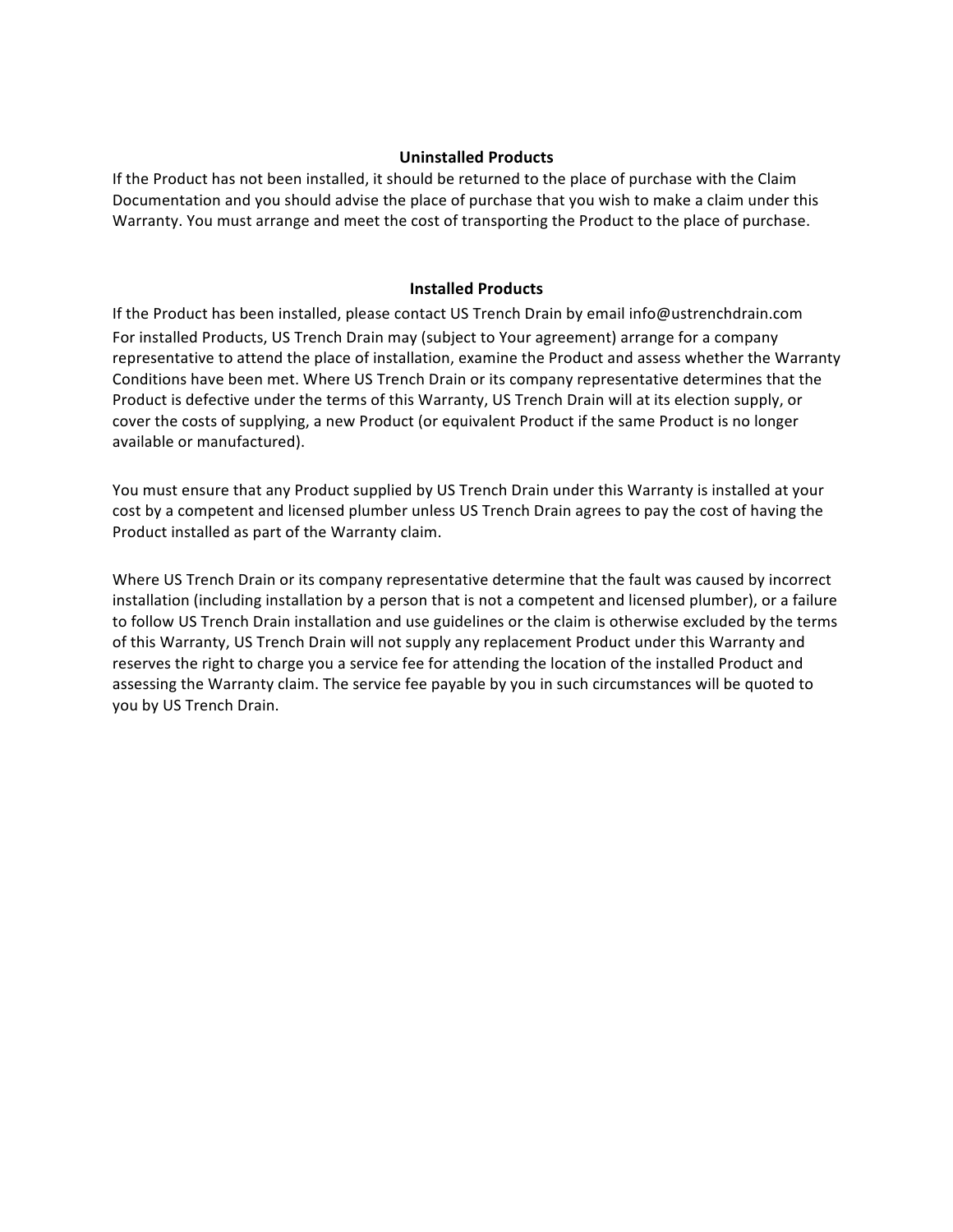## Uninstalled Products

If the Product has not been installed, it should be returned to the place of purchase with the Claim Documentation and you should advise the place of purchase that you wish to make a claim under this Warranty. You must arrange and meet the cost of transporting the Product to the place of purchase.

## Installed Products

If the Product has been installed, please contact US Trench Drain by email info@ustrenchdrain.com
For installed Products, US Trench Drain may (subject to Your agreement) arrange for a company representative to attend the place of installation, examine the Product and assess whether the Warranty Conditions have been met. Where US Trench Drain or its company representative determines that the Product is defective under the terms of this Warranty, US Trench Drain will at its election supply, or cover the costs of supplying, a new Product (or equivalent Product if the same Product is no longer available or manufactured).

You must ensure that any Product supplied by US Trench Drain under this Warranty is installed at your cost by a competent and licensed plumber unless US Trench Drain agrees to pay the cost of having the Product installed as part of the Warranty claim.

Where US Trench Drain or its company representative determine that the fault was caused by incorrect installation (including installation by a person that is not a competent and licensed plumber), or a failure to follow US Trench Drain installation and use guidelines or the claim is otherwise excluded by the terms of this Warranty, US Trench Drain will not supply any replacement Product under this Warranty and reserves the right to charge you a service fee for attending the location of the installed Product and assessing the Warranty claim. The service fee payable by you in such circumstances will be quoted to you by US Trench Drain.